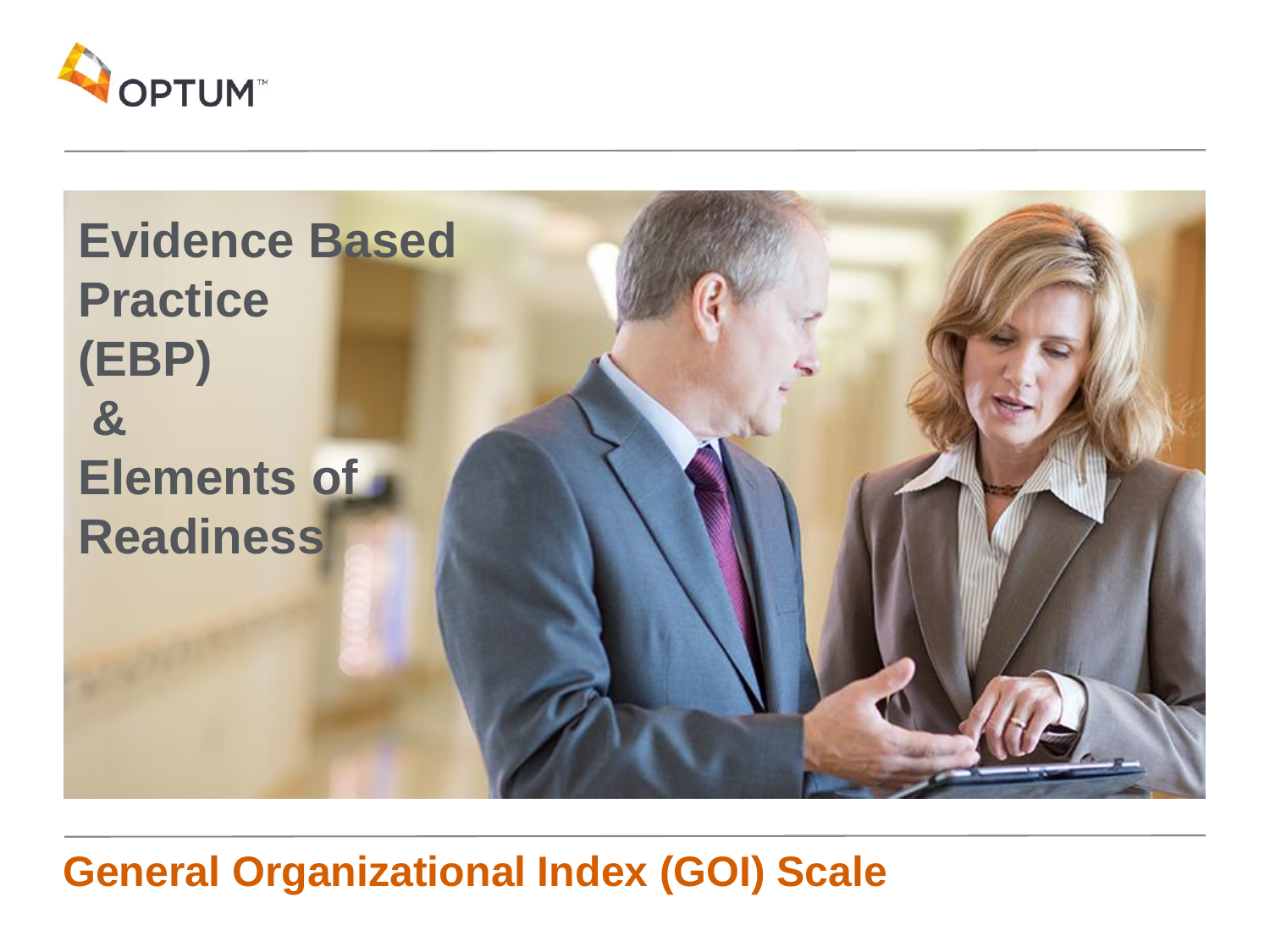# Evidence Based Practice (EBP) & Elements of Readiness

## General Organizational Index (GOI) Scale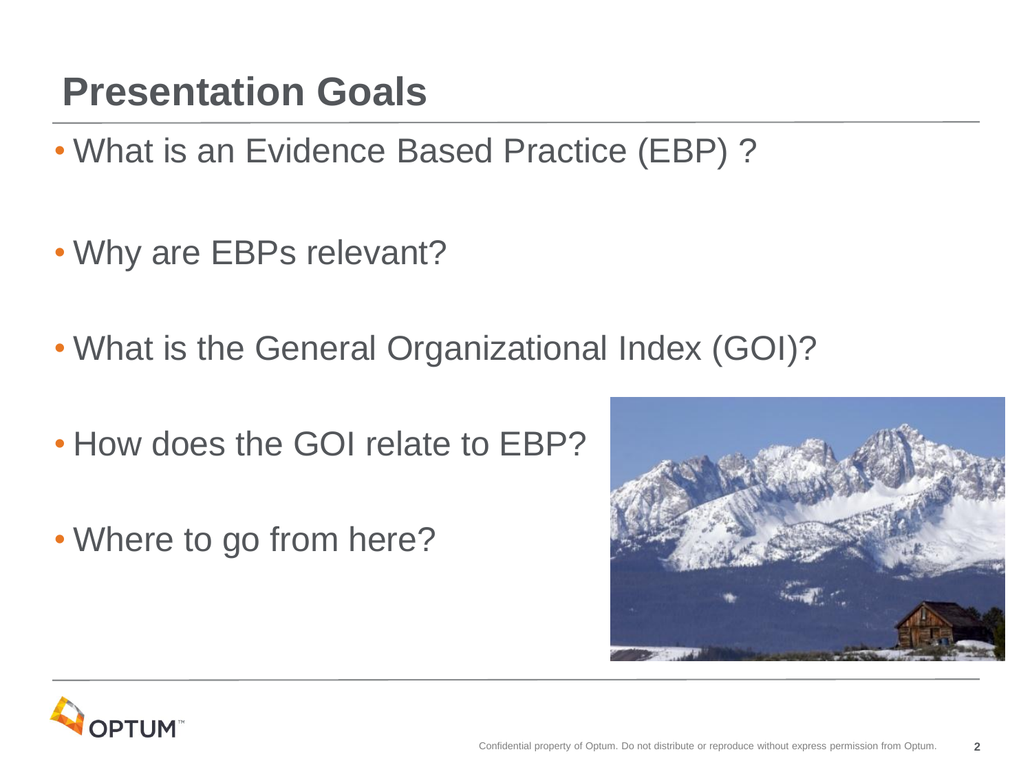# Presentation Goals

- What is an Evidence Based Practice (EBP) ?
- Why are EBPs relevant?
- What is the General Organizational Index (GOI)?
- How does the GOI relate to EBP?
- Where to go from here?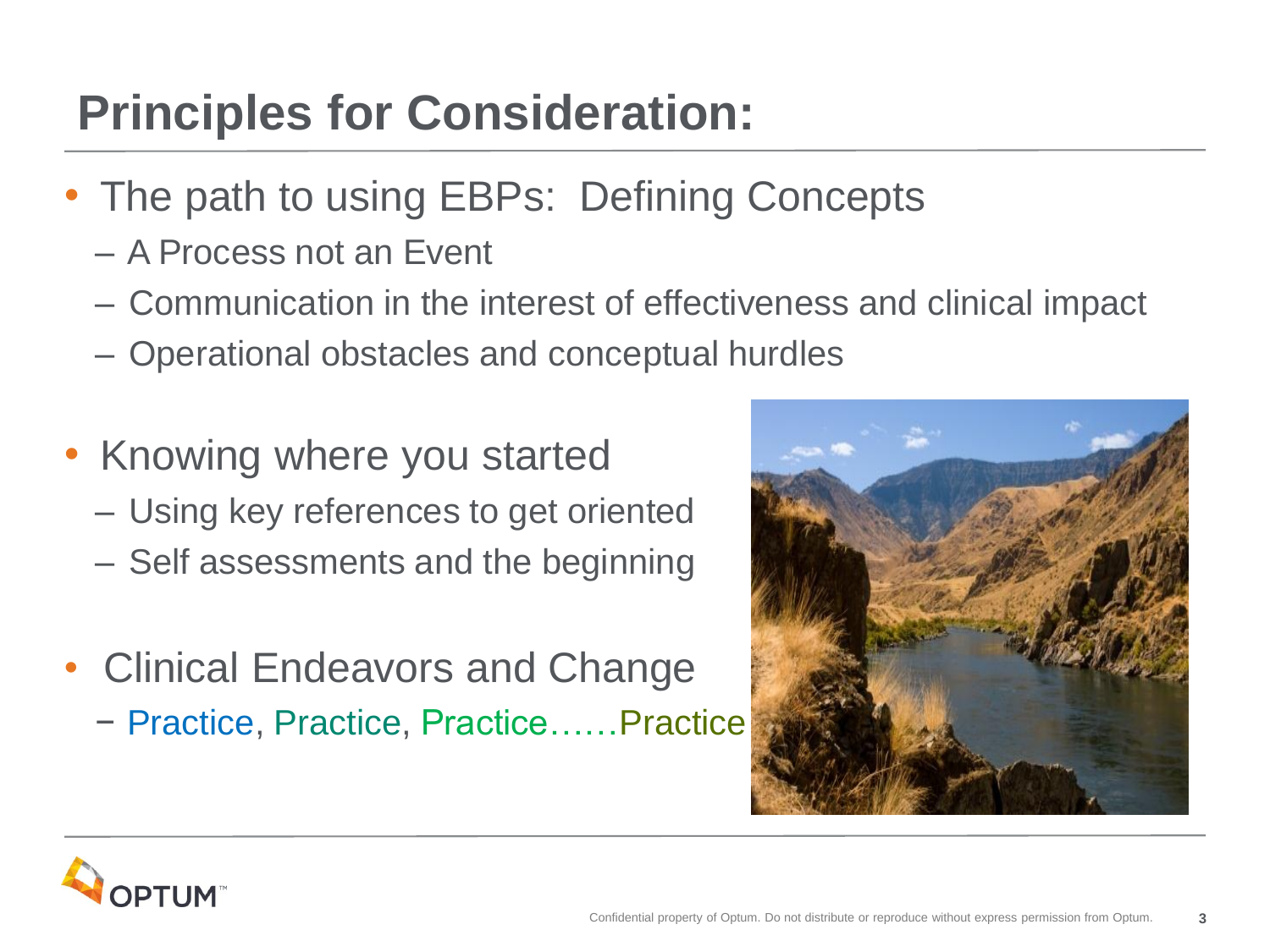# Principles for Consideration:

- The path to using EBPs: Defining Concepts
  - A Process not an Event
  - Communication in the interest of effectiveness and clinical impact
  - Operational obstacles and conceptual hurdles

- Knowing where you started
  - Using key references to get oriented
  - Self assessments and the beginning

- Clinical Endeavors and Change
  - Practice, Practice, Practice……Practice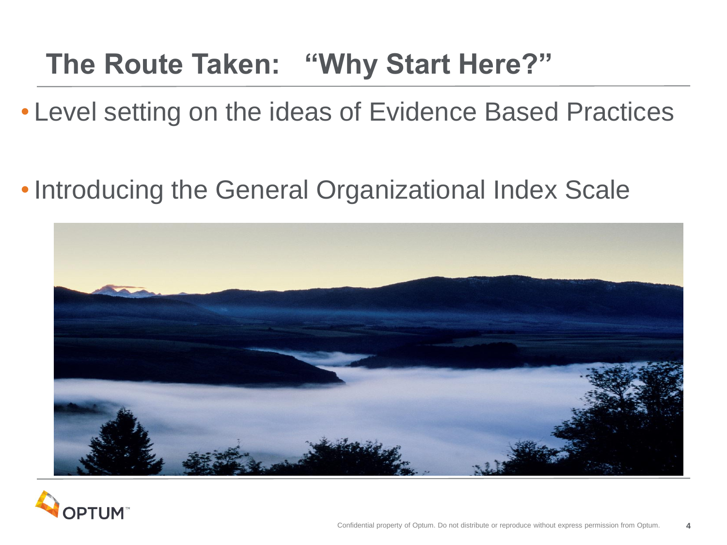# The Route Taken: "Why Start Here?"

- Level setting on the ideas of Evidence Based Practices
- Introducing the General Organizational Index Scale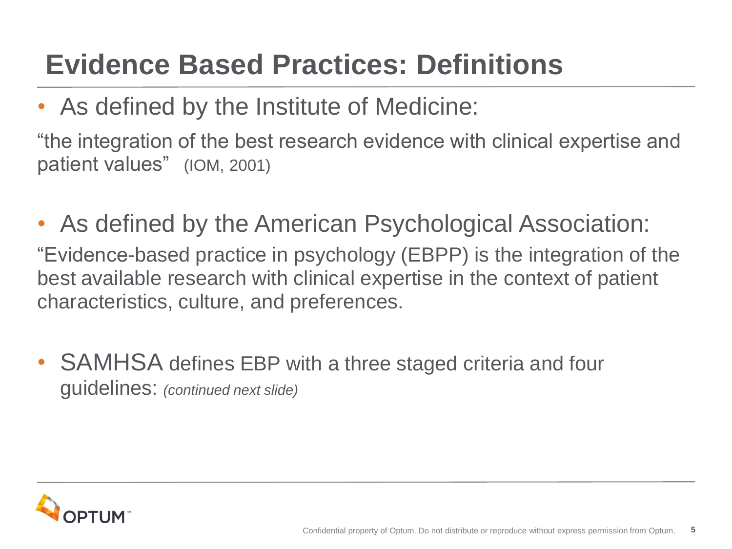# Evidence Based Practices: Definitions

- As defined by the Institute of Medicine:

"the integration of the best research evidence with clinical expertise and patient values" (IOM, 2001)

- As defined by the American Psychological Association:

"Evidence-based practice in psychology (EBPP) is the integration of the best available research with clinical expertise in the context of patient characteristics, culture, and preferences.

- SAMHSA defines EBP with a three staged criteria and four guidelines: *(continued next slide)*

Confidential property of Optum. Do not distribute or reproduce without express permission from Optum.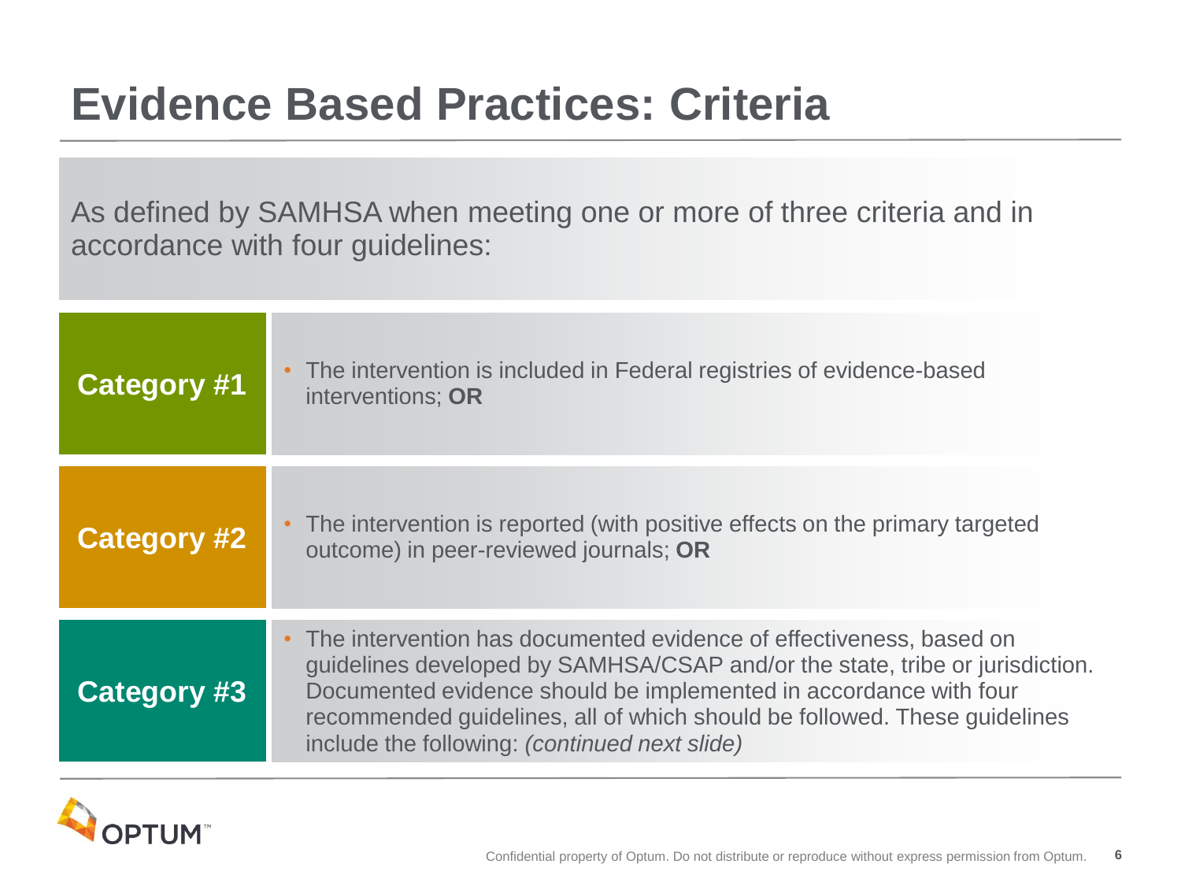# Evidence Based Practices: Criteria

As defined by SAMHSA when meeting one or more of three criteria and in accordance with four guidelines:

| | |
|---|---|
| **Category #1** | • The intervention is included in Federal registries of evidence-based interventions; **OR** |
| **Category #2** | • The intervention is reported (with positive effects on the primary targeted outcome) in peer-reviewed journals; **OR** |
| **Category #3** | • The intervention has documented evidence of effectiveness, based on guidelines developed by SAMHSA/CSAP and/or the state, tribe or jurisdiction. Documented evidence should be implemented in accordance with four recommended guidelines, all of which should be followed. These guidelines include the following: *(continued next slide)* |

Confidential property of Optum. Do not distribute or reproduce without express permission from Optum.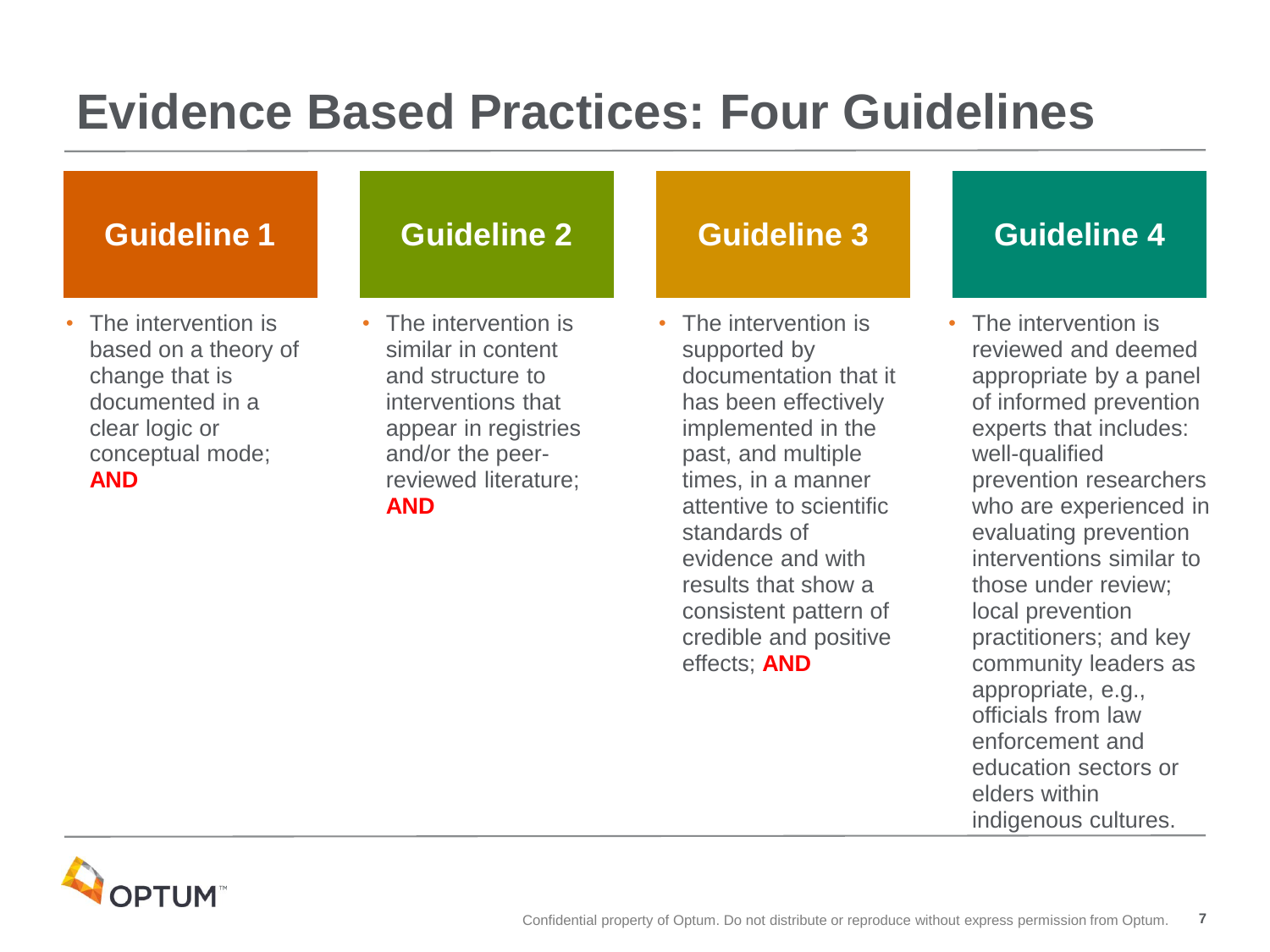# Evidence Based Practices: Four Guidelines

## Guideline 1

- The intervention is based on a theory of change that is documented in a clear logic or conceptual mode; **AND**

## Guideline 2

- The intervention is similar in content and structure to interventions that appear in registries and/or the peer-reviewed literature; **AND**

## Guideline 3

- The intervention is supported by documentation that it has been effectively implemented in the past, and multiple times, in a manner attentive to scientific standards of evidence and with results that show a consistent pattern of credible and positive effects; **AND**

## Guideline 4

- The intervention is reviewed and deemed appropriate by a panel of informed prevention experts that includes: well-qualified prevention researchers who are experienced in evaluating prevention interventions similar to those under review; local prevention practitioners; and key community leaders as appropriate, e.g., officials from law enforcement and education sectors or elders within indigenous cultures.

Confidential property of Optum. Do not distribute or reproduce without express permission from Optum.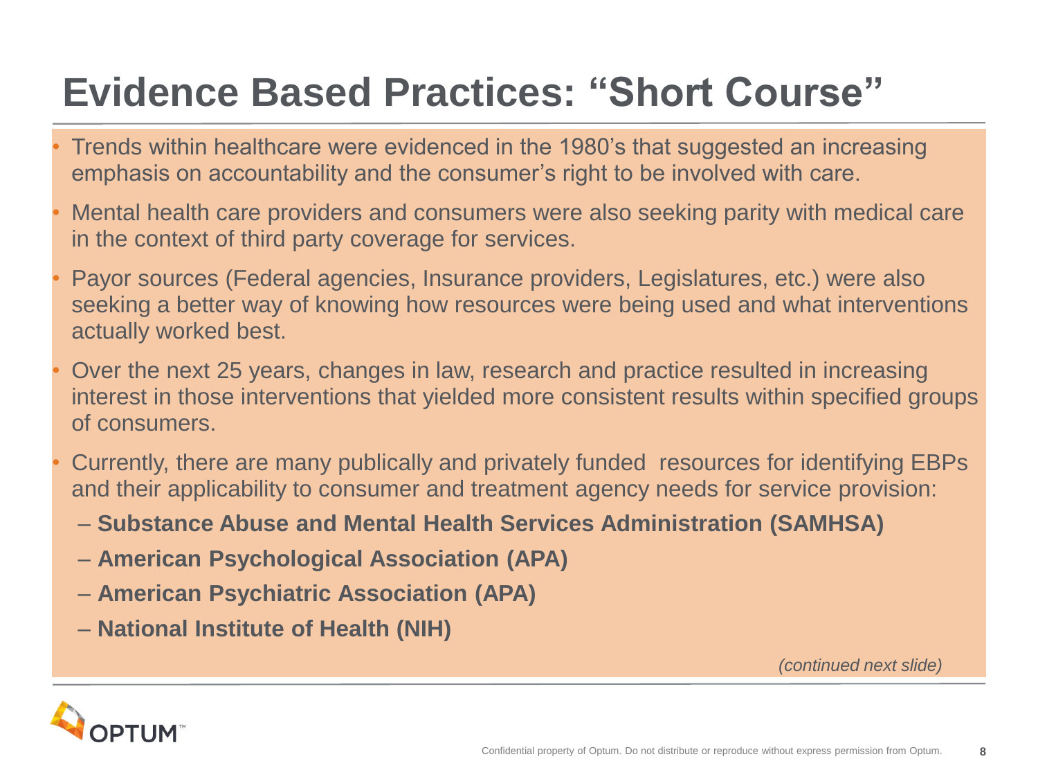# Evidence Based Practices: "Short Course"

- Trends within healthcare were evidenced in the 1980's that suggested an increasing emphasis on accountability and the consumer's right to be involved with care.
- Mental health care providers and consumers were also seeking parity with medical care in the context of third party coverage for services.
- Payor sources (Federal agencies, Insurance providers, Legislatures, etc.) were also seeking a better way of knowing how resources were being used and what interventions actually worked best.
- Over the next 25 years, changes in law, research and practice resulted in increasing interest in those interventions that yielded more consistent results within specified groups of consumers.
- Currently, there are many publically and privately funded resources for identifying EBPs and their applicability to consumer and treatment agency needs for service provision:
  - **Substance Abuse and Mental Health Services Administration (SAMHSA)**
  - **American Psychological Association (APA)**
  - **American Psychiatric Association (APA)**
  - **National Institute of Health (NIH)**

*(continued next slide)*

Confidential property of Optum. Do not distribute or reproduce without express permission from Optum.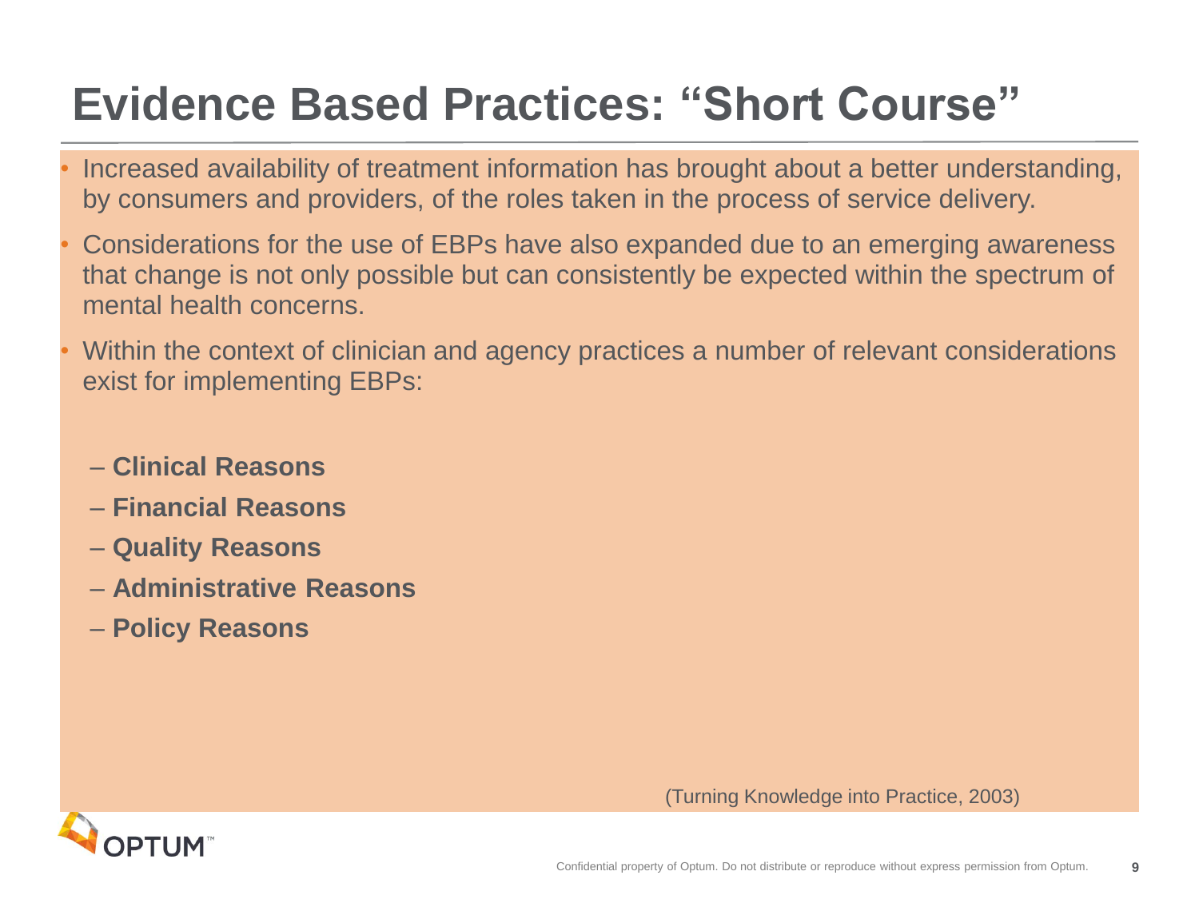# Evidence Based Practices: "Short Course"

- Increased availability of treatment information has brought about a better understanding, by consumers and providers, of the roles taken in the process of service delivery.
- Considerations for the use of EBPs have also expanded due to an emerging awareness that change is not only possible but can consistently be expected within the spectrum of mental health concerns.
- Within the context of clinician and agency practices a number of relevant considerations exist for implementing EBPs:
  - **Clinical Reasons**
  - **Financial Reasons**
  - **Quality Reasons**
  - **Administrative Reasons**
  - **Policy Reasons**

(Turning Knowledge into Practice, 2003)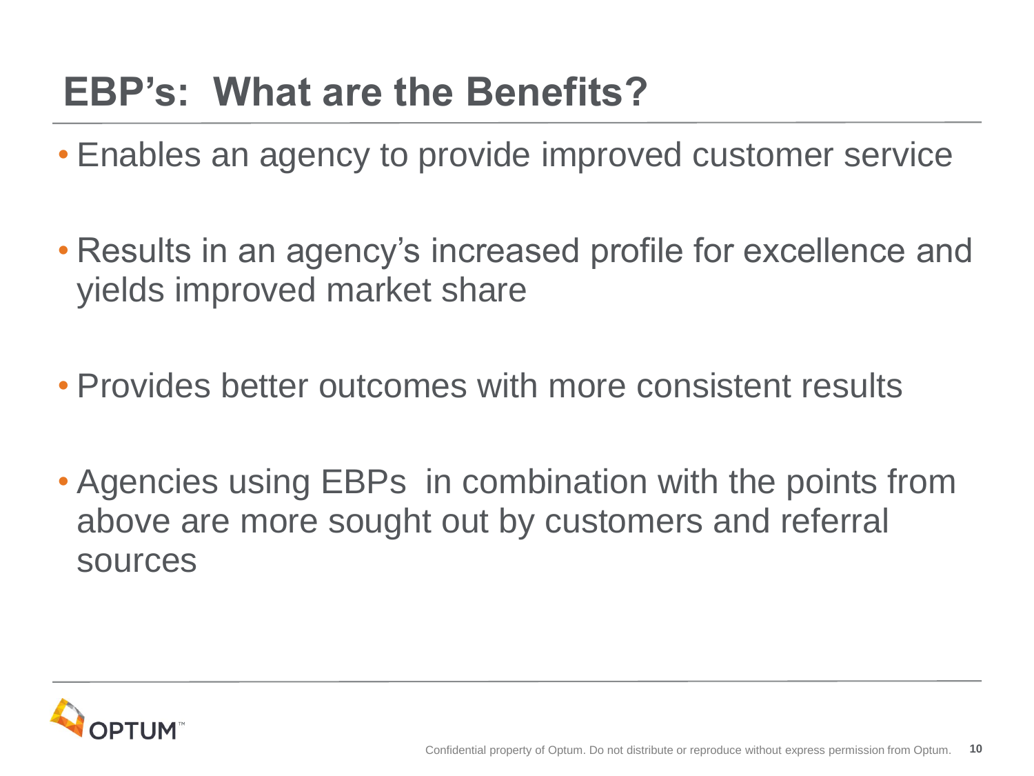# EBP's: What are the Benefits?

- Enables an agency to provide improved customer service
- Results in an agency's increased profile for excellence and yields improved market share
- Provides better outcomes with more consistent results
- Agencies using EBPs  in combination with the points from above are more sought out by customers and referral sources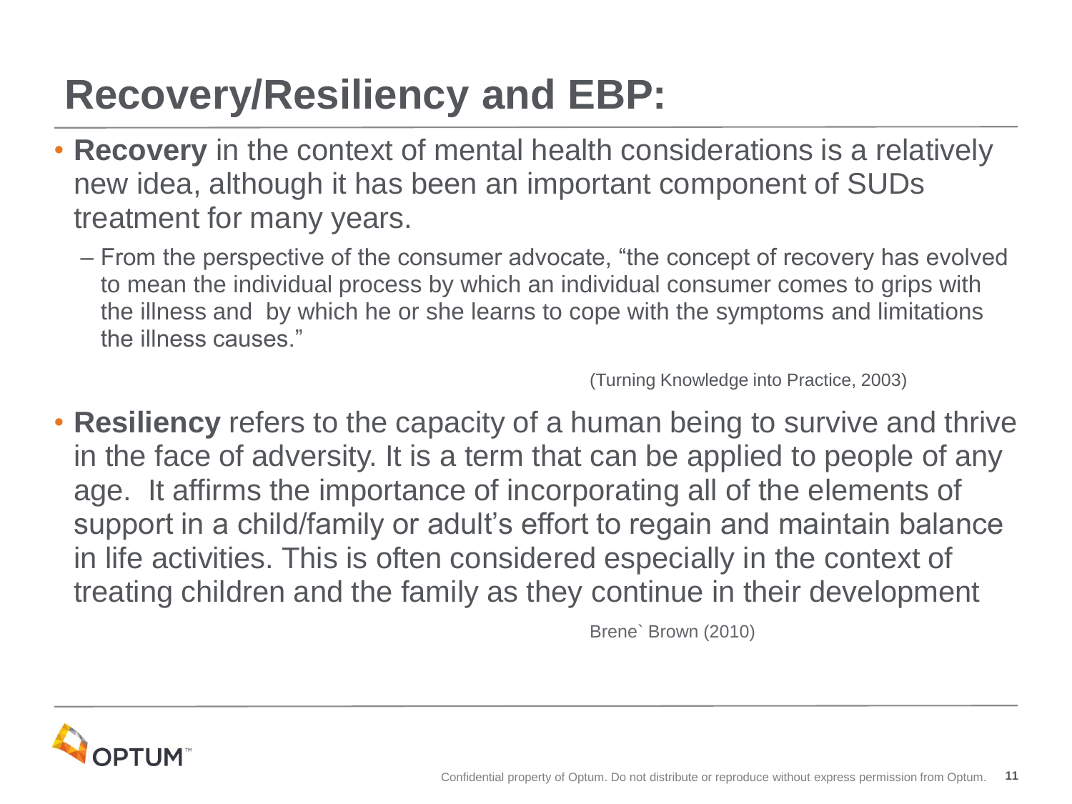# Recovery/Resiliency and EBP:

- **Recovery** in the context of mental health considerations is a relatively new idea, although it has been an important component of SUDs treatment for many years.
  - From the perspective of the consumer advocate, "the concept of recovery has evolved to mean the individual process by which an individual consumer comes to grips with the illness and by which he or she learns to cope with the symptoms and limitations the illness causes."

(Turning Knowledge into Practice, 2003)

- **Resiliency** refers to the capacity of a human being to survive and thrive in the face of adversity. It is a term that can be applied to people of any age. It affirms the importance of incorporating all of the elements of support in a child/family or adult's effort to regain and maintain balance in life activities. This is often considered especially in the context of treating children and the family as they continue in their development

Brene` Brown (2010)

Confidential property of Optum. Do not distribute or reproduce without express permission from Optum.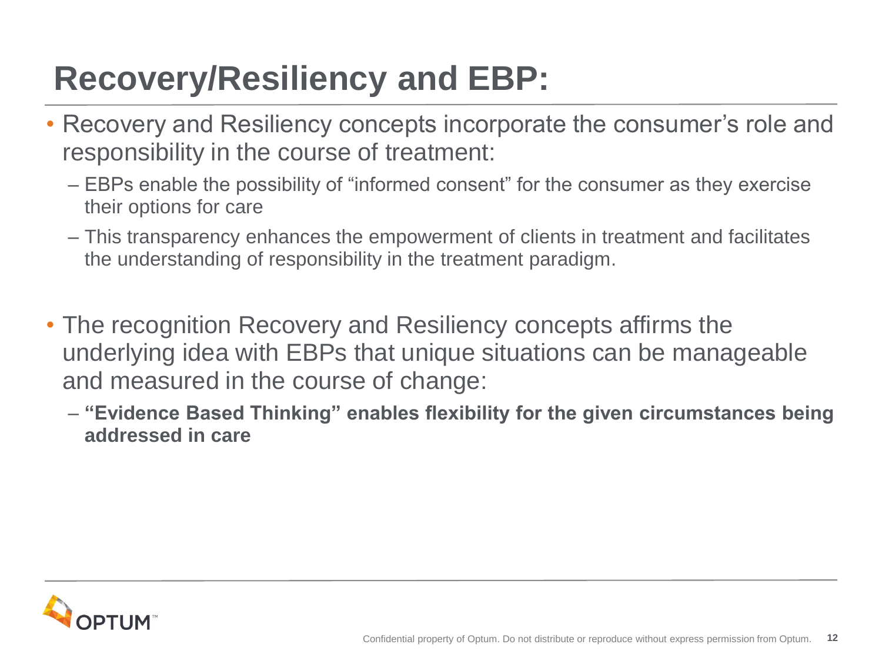# Recovery/Resiliency and EBP:

- Recovery and Resiliency concepts incorporate the consumer's role and responsibility in the course of treatment:
  - EBPs enable the possibility of "informed consent" for the consumer as they exercise their options for care
  - This transparency enhances the empowerment of clients in treatment and facilitates the understanding of responsibility in the treatment paradigm.

- The recognition Recovery and Resiliency concepts affirms the underlying idea with EBPs that unique situations can be manageable and measured in the course of change:
  - **"Evidence Based Thinking" enables flexibility for the given circumstances being addressed in care**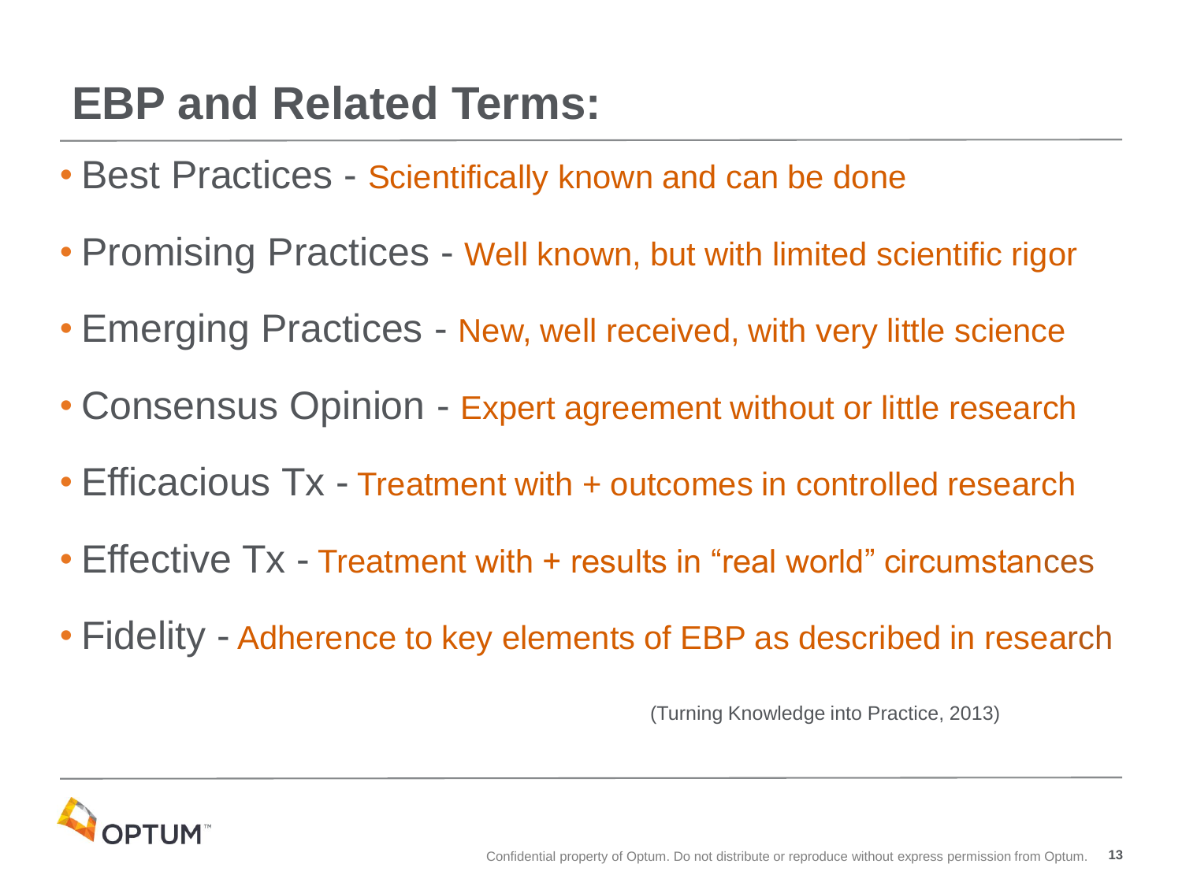# EBP and Related Terms:

- Best Practices - Scientifically known and can be done
- Promising Practices - Well known, but with limited scientific rigor
- Emerging Practices - New, well received, with very little science
- Consensus Opinion - Expert agreement without or little research
- Efficacious Tx - Treatment with + outcomes in controlled research
- Effective Tx - Treatment with + results in "real world" circumstances
- Fidelity - Adherence to key elements of EBP as described in research

(Turning Knowledge into Practice, 2013)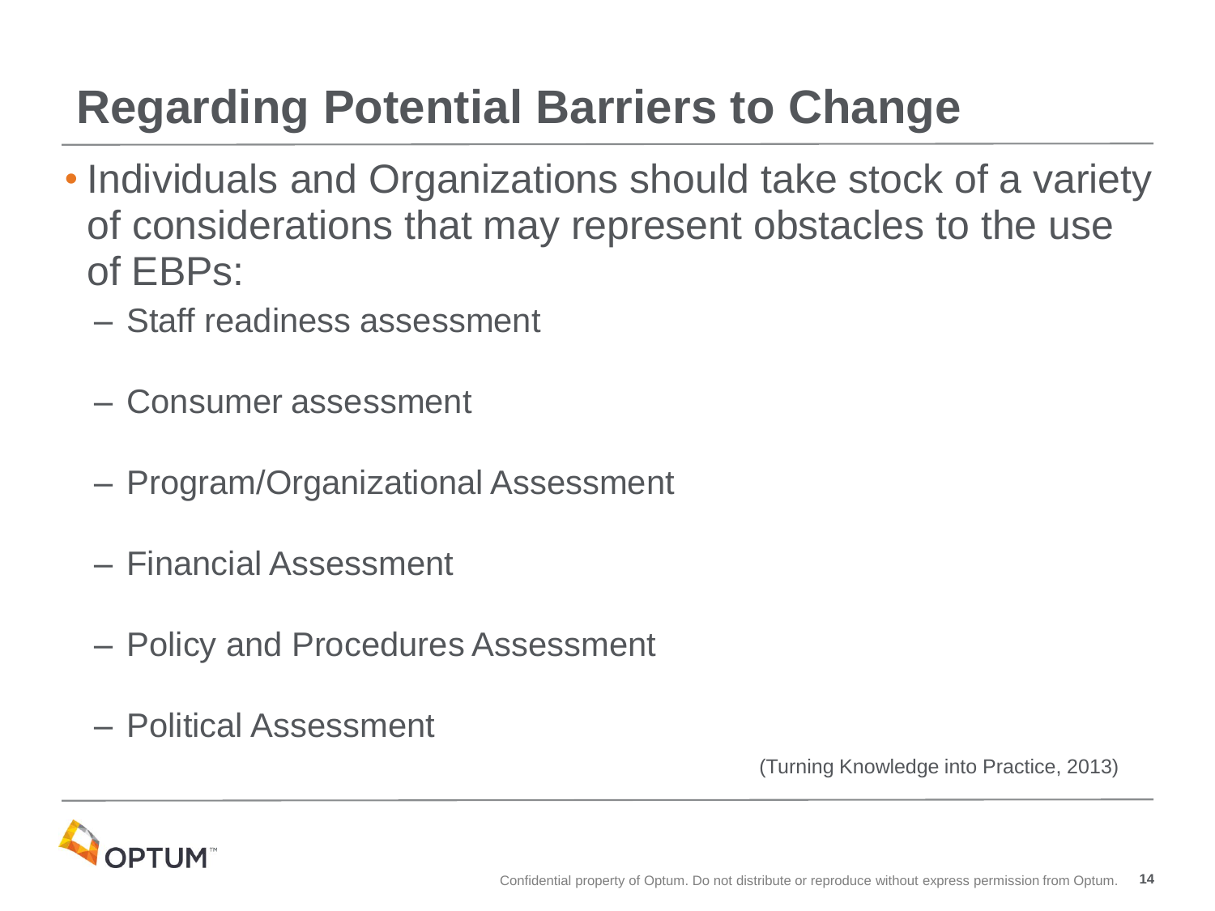# Regarding Potential Barriers to Change

- Individuals and Organizations should take stock of a variety of considerations that may represent obstacles to the use of EBPs:
  - Staff readiness assessment
  - Consumer assessment
  - Program/Organizational Assessment
  - Financial Assessment
  - Policy and Procedures Assessment
  - Political Assessment

(Turning Knowledge into Practice, 2013)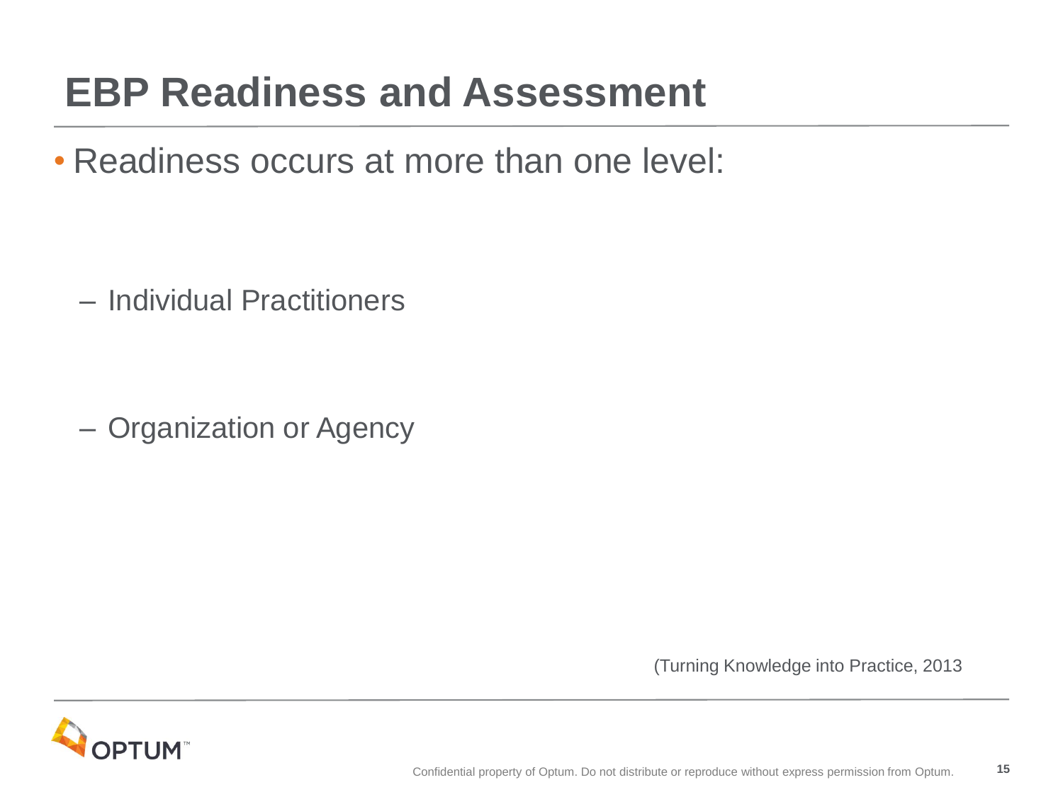# EBP Readiness and Assessment

- Readiness occurs at more than one level:
  - Individual Practitioners
  - Organization or Agency

(Turning Knowledge into Practice, 2013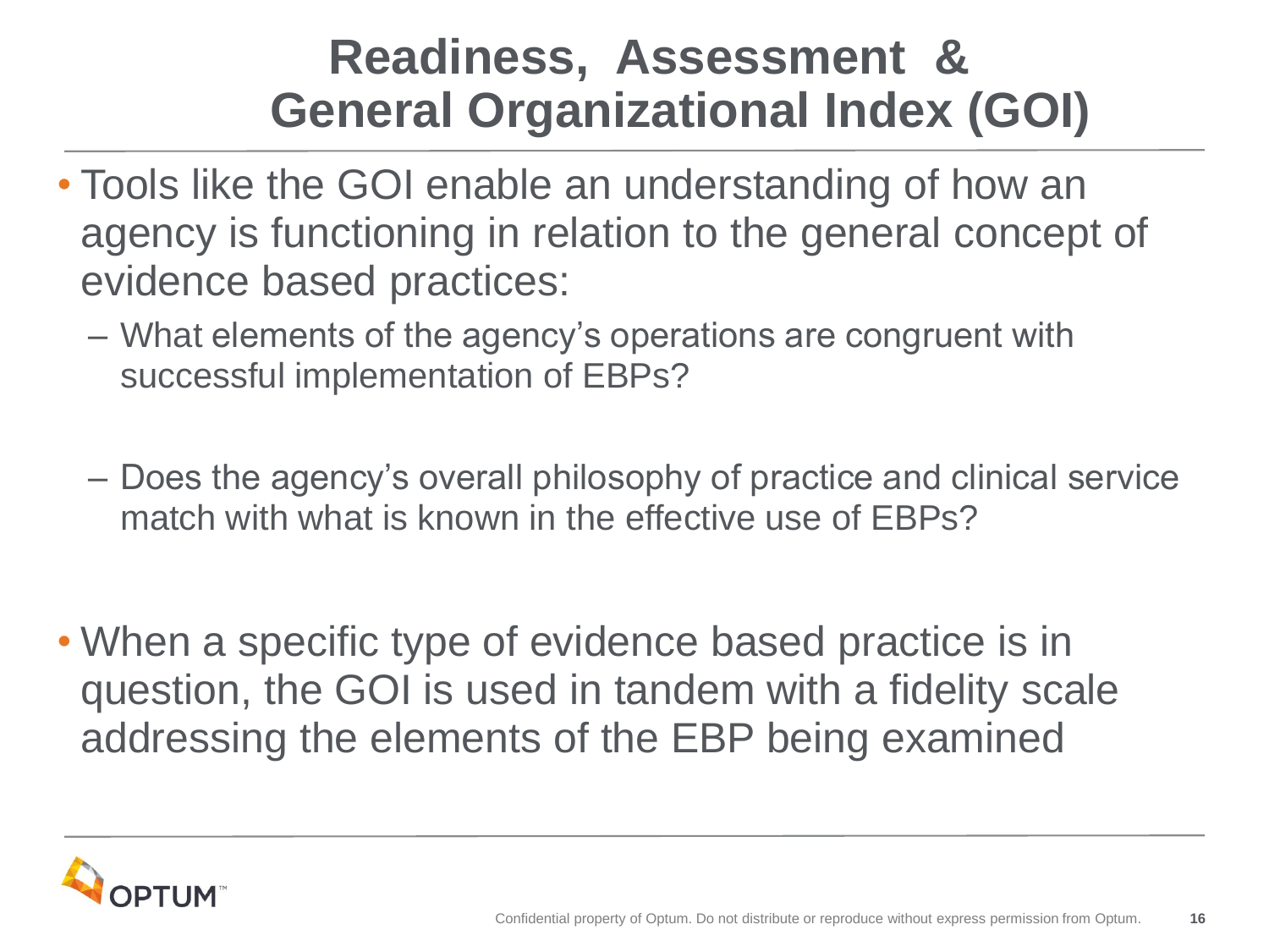# Readiness, Assessment & General Organizational Index (GOI)

- Tools like the GOI enable an understanding of how an agency is functioning in relation to the general concept of evidence based practices:
  - What elements of the agency's operations are congruent with successful implementation of EBPs?
  - Does the agency's overall philosophy of practice and clinical service match with what is known in the effective use of EBPs?
- When a specific type of evidence based practice is in question, the GOI is used in tandem with a fidelity scale addressing the elements of the EBP being examined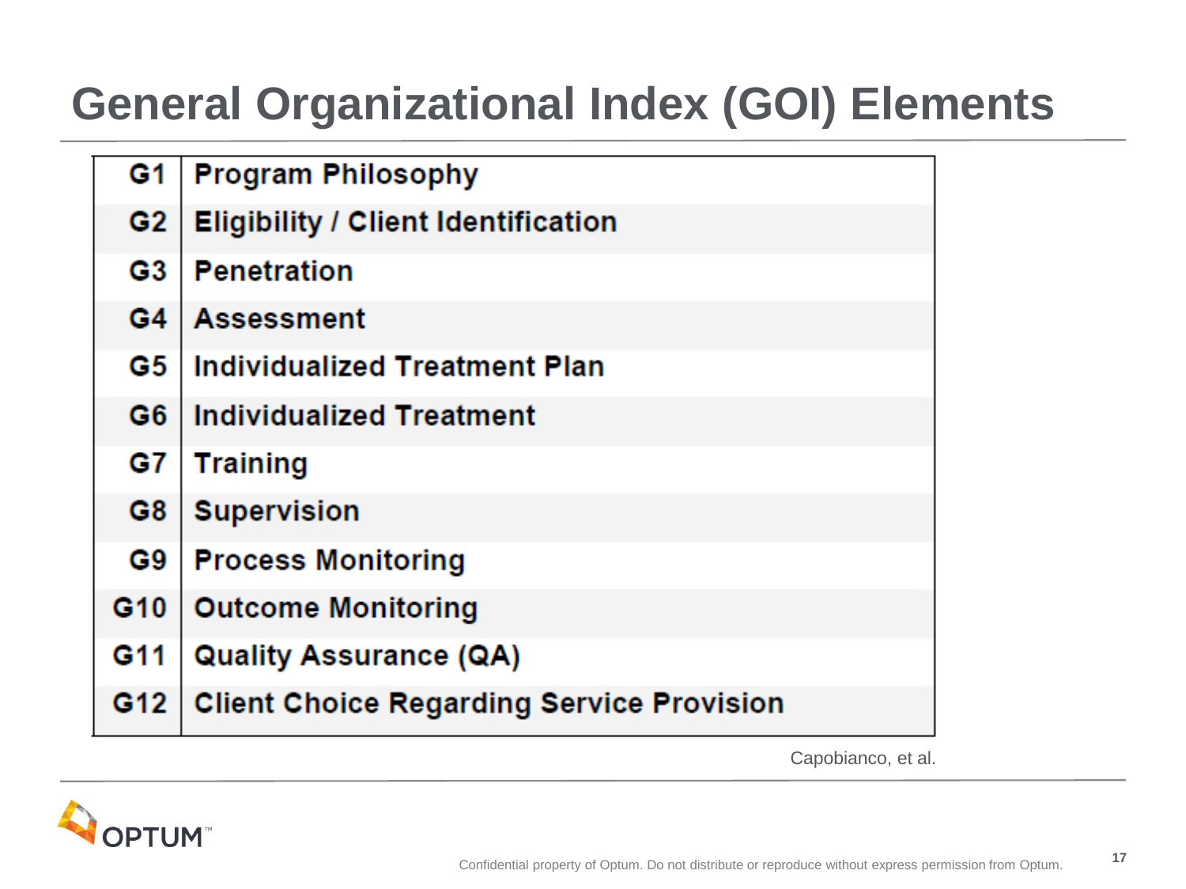# General Organizational Index (GOI) Elements

| | |
|---|---|
| G1 | Program Philosophy |
| G2 | Eligibility / Client Identification |
| G3 | Penetration |
| G4 | Assessment |
| G5 | Individualized Treatment Plan |
| G6 | Individualized Treatment |
| G7 | Training |
| G8 | Supervision |
| G9 | Process Monitoring |
| G10 | Outcome Monitoring |
| G11 | Quality Assurance (QA) |
| G12 | Client Choice Regarding Service Provision |

Capobianco, et al.

Confidential property of Optum. Do not distribute or reproduce without express permission from Optum.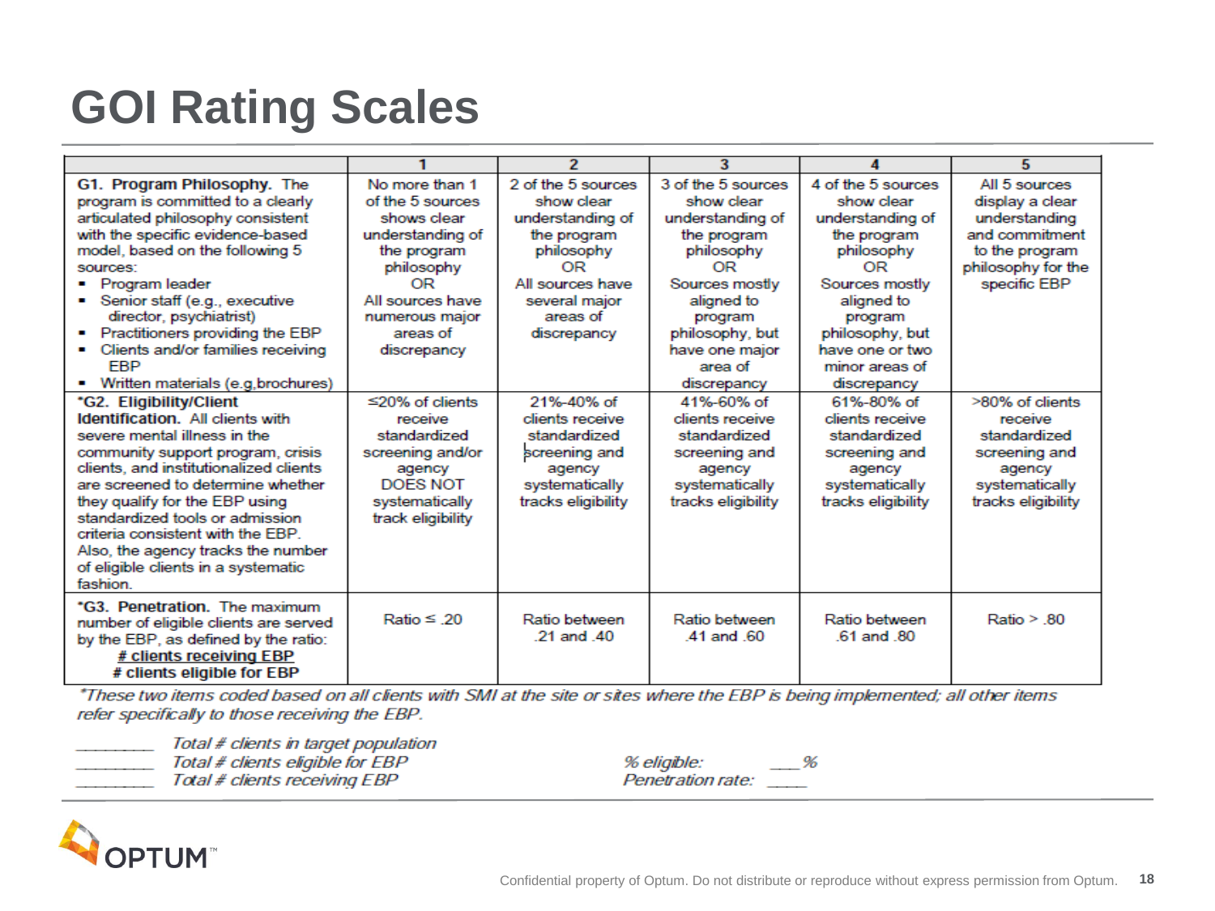# GOI Rating Scales

| | 1 | 2 | 3 | 4 | 5 |
|---|---|---|---|---|---|
| **G1. Program Philosophy.** The program is committed to a clearly articulated philosophy consistent with the specific evidence-based model, based on the following 5 sources:<br>▪ Program leader<br>▪ Senior staff (e.g., executive director, psychiatrist)<br>▪ Practitioners providing the EBP<br>▪ Clients and/or families receiving EBP<br>▪ Written materials (e.g,brochures) | No more than 1 of the 5 sources shows clear understanding of the program philosophy<br>OR<br>All sources have numerous major areas of discrepancy | 2 of the 5 sources show clear understanding of the program philosophy<br>OR<br>All sources have several major areas of discrepancy | 3 of the 5 sources show clear understanding of the program philosophy<br>OR<br>Sources mostly aligned to program philosophy, but have one major area of discrepancy | 4 of the 5 sources show clear understanding of the program philosophy<br>OR<br>Sources mostly aligned to program philosophy, but have one or two minor areas of discrepancy | All 5 sources display a clear understanding and commitment to the program philosophy for the specific EBP |
| ***G2. Eligibility/Client Identification.** All clients with severe mental illness in the community support program, crisis clients, and institutionalized clients are screened to determine whether they qualify for the EBP using standardized tools or admission criteria consistent with the EBP. Also, the agency tracks the number of eligible clients in a systematic fashion. | ≤20% of clients receive standardized screening and/or agency DOES NOT systematically track eligibility | 21%-40% of clients receive standardized screening and agency systematically tracks eligibility | 41%-60% of clients receive standardized screening and agency systematically tracks eligibility | 61%-80% of clients receive standardized screening and agency systematically tracks eligibility | >80% of clients receive standardized screening and agency systematically tracks eligibility |
| ***G3. Penetration.** The maximum number of eligible clients are served by the EBP, as defined by the ratio:<br>**# clients receiving EBP**<br>**# clients eligible for EBP** | Ratio ≤ .20 | Ratio between .21 and .40 | Ratio between .41 and .60 | Ratio between .61 and .80 | Ratio > .80 |

*\*These two items coded based on all clients with SMI at the site or sites where the EBP is being implemented; all other items refer specifically to those receiving the EBP.*

_________ *Total # clients in target population*
_________ *Total # clients eligible for EBP* *% eligible:* ___%
_________ *Total # clients receiving EBP* *Penetration rate:* ____

Confidential property of Optum. Do not distribute or reproduce without express permission from Optum.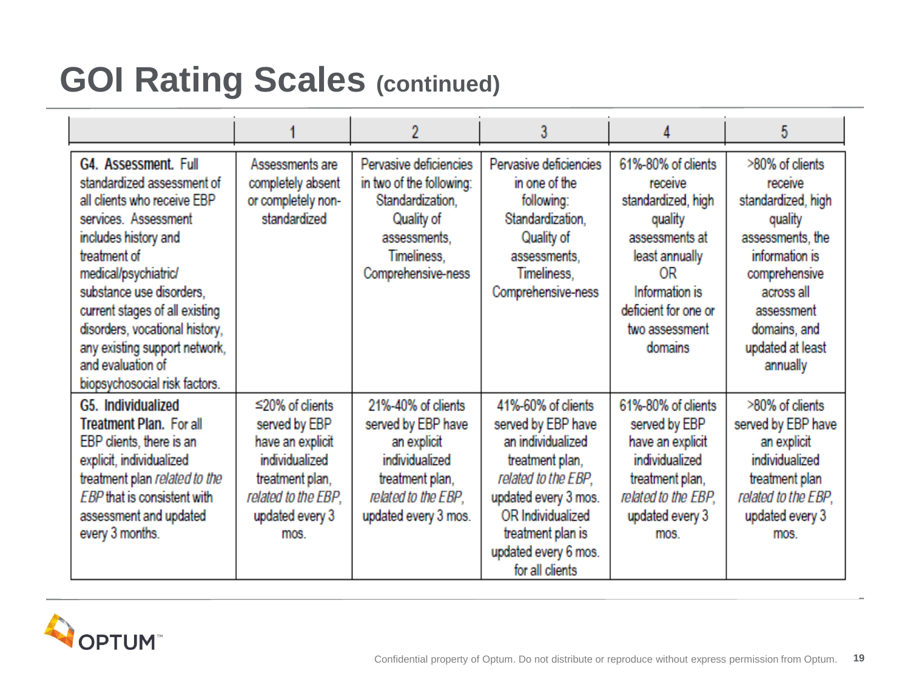# GOI Rating Scales (continued)

| | 1 | 2 | 3 | 4 | 5 |
|---|---|---|---|---|---|
| **G4. Assessment.** Full standardized assessment of all clients who receive EBP services. Assessment includes history and treatment of medical/psychiatric/ substance use disorders, current stages of all existing disorders, vocational history, any existing support network, and evaluation of biopsychosocial risk factors. | Assessments are completely absent or completely non-standardized | Pervasive deficiencies in two of the following: Standardization, Quality of assessments, Timeliness, Comprehensive-ness | Pervasive deficiencies in one of the following: Standardization, Quality of assessments, Timeliness, Comprehensive-ness | 61%-80% of clients receive standardized, high quality assessments at least annually OR Information is deficient for one or two assessment domains | >80% of clients receive standardized, high quality assessments, the information is comprehensive across all assessment domains, and updated at least annually |
| **G5. Individualized Treatment Plan.** For all EBP clients, there is an explicit, individualized treatment plan *related to the EBP* that is consistent with assessment and updated every 3 months. | ≤20% of clients served by EBP have an explicit individualized treatment plan, *related to the EBP*, updated every 3 mos. | 21%-40% of clients served by EBP have an explicit individualized treatment plan, *related to the EBP*, updated every 3 mos. | 41%-60% of clients served by EBP have an individualized treatment plan, *related to the EBP*, updated every 3 mos. OR Individualized treatment plan is updated every 6 mos. for all clients | 61%-80% of clients served by EBP have an explicit individualized treatment plan, *related to the EBP*, updated every 3 mos. | >80% of clients served by EBP have an explicit individualized treatment plan *related to the EBP*, updated every 3 mos. |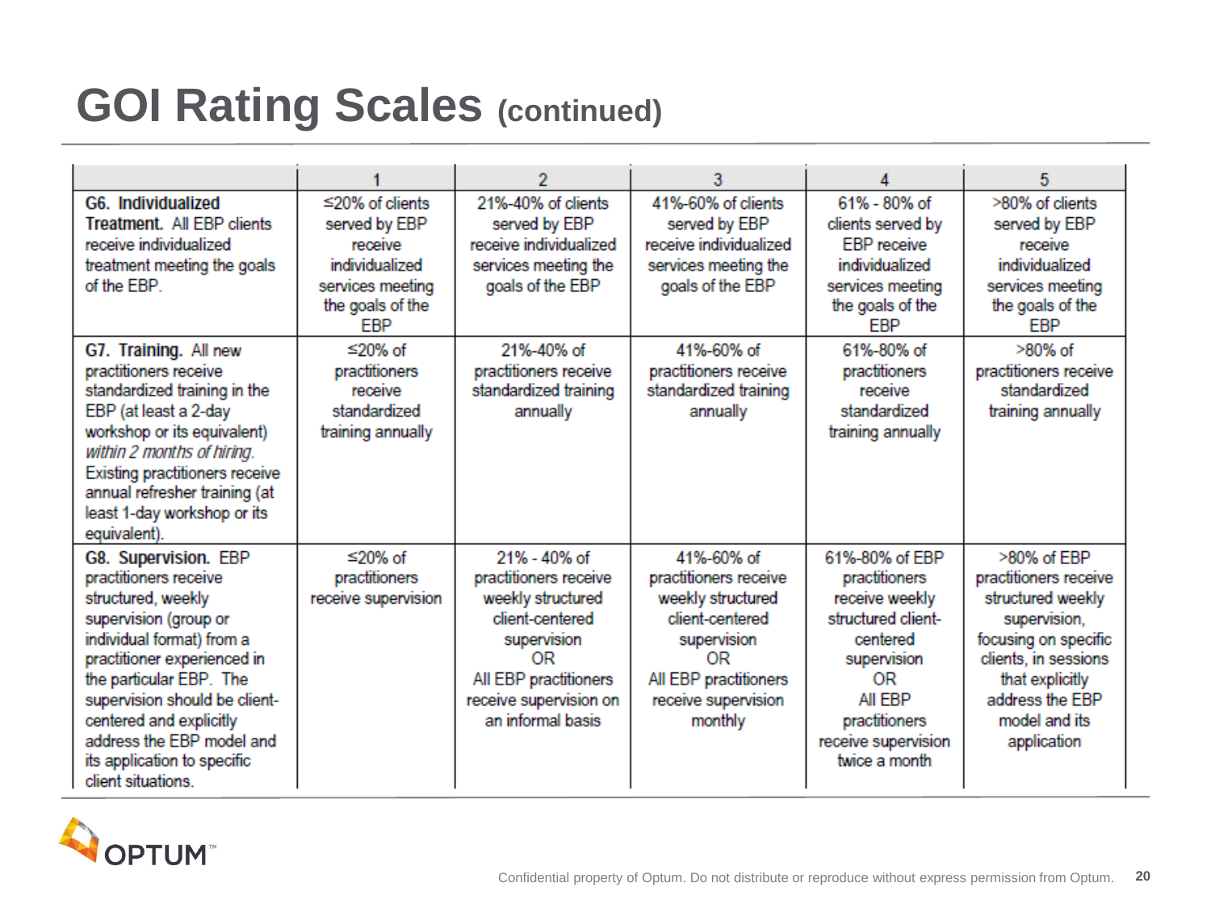# GOI Rating Scales (continued)

| | 1 | 2 | 3 | 4 | 5 |
|---|---|---|---|---|---|
| **G6. Individualized Treatment.** All EBP clients receive individualized treatment meeting the goals of the EBP. | ≤20% of clients served by EBP receive individualized services meeting the goals of the EBP | 21%-40% of clients served by EBP receive individualized services meeting the goals of the EBP | 41%-60% of clients served by EBP receive individualized services meeting the goals of the EBP | 61% - 80% of clients served by EBP receive individualized services meeting the goals of the EBP | >80% of clients served by EBP receive individualized services meeting the goals of the EBP |
| **G7. Training.** All new practitioners receive standardized training in the EBP (at least a 2-day workshop or its equivalent) *within 2 months of hiring.* Existing practitioners receive annual refresher training (at least 1-day workshop or its equivalent). | ≤20% of practitioners receive standardized training annually | 21%-40% of practitioners receive standardized training annually | 41%-60% of practitioners receive standardized training annually | 61%-80% of practitioners receive standardized training annually | >80% of practitioners receive standardized training annually |
| **G8. Supervision.** EBP practitioners receive structured, weekly supervision (group or individual format) from a practitioner experienced in the particular EBP. The supervision should be client-centered and explicitly address the EBP model and its application to specific client situations. | ≤20% of practitioners receive supervision | 21% - 40% of practitioners receive weekly structured client-centered supervision OR All EBP practitioners receive supervision on an informal basis | 41%-60% of practitioners receive weekly structured client-centered supervision OR All EBP practitioners receive supervision monthly | 61%-80% of EBP practitioners receive weekly structured client-centered supervision OR All EBP practitioners receive supervision twice a month | >80% of EBP practitioners receive structured weekly supervision, focusing on specific clients, in sessions that explicitly address the EBP model and its application |

OPTUM™

Confidential property of Optum. Do not distribute or reproduce without express permission from Optum.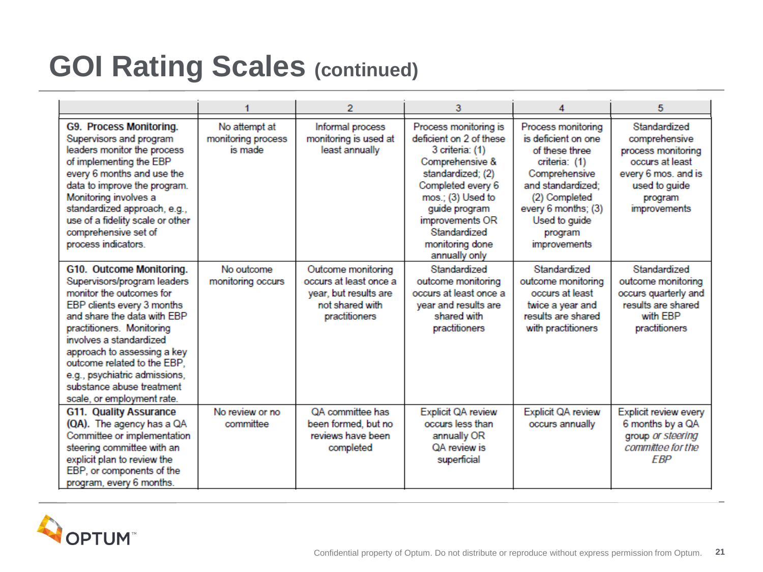# GOI Rating Scales (continued)

| | 1 | 2 | 3 | 4 | 5 |
|---|---|---|---|---|---|
| **G9. Process Monitoring.** Supervisors and program leaders monitor the process of implementing the EBP every 6 months and use the data to improve the program. Monitoring involves a standardized approach, e.g., use of a fidelity scale or other comprehensive set of process indicators. | No attempt at monitoring process is made | Informal process monitoring is used at least annually | Process monitoring is deficient on 2 of these 3 criteria: (1) Comprehensive & standardized; (2) Completed every 6 mos.; (3) Used to guide program improvements OR Standardized monitoring done annually only | Process monitoring is deficient on one of these three criteria: (1) Comprehensive and standardized; (2) Completed every 6 months; (3) Used to guide program improvements | Standardized comprehensive process monitoring occurs at least every 6 mos. and is used to guide program improvements |
| **G10. Outcome Monitoring.** Supervisors/program leaders monitor the outcomes for EBP clients every 3 months and share the data with EBP practitioners. Monitoring involves a standardized approach to assessing a key outcome related to the EBP, e.g., psychiatric admissions, substance abuse treatment scale, or employment rate. | No outcome monitoring occurs | Outcome monitoring occurs at least once a year, but results are not shared with practitioners | Standardized outcome monitoring occurs at least once a year and results are shared with practitioners | Standardized outcome monitoring occurs at least twice a year and results are shared with practitioners | Standardized outcome monitoring occurs quarterly and results are shared with EBP practitioners |
| **G11. Quality Assurance (QA).** The agency has a QA Committee or implementation steering committee with an explicit plan to review the EBP, or components of the program, every 6 months. | No review or no committee | QA committee has been formed, but no reviews have been completed | Explicit QA review occurs less than annually OR QA review is superficial | Explicit QA review occurs annually | Explicit review every 6 months by a QA group *or steering committee for the EBP* |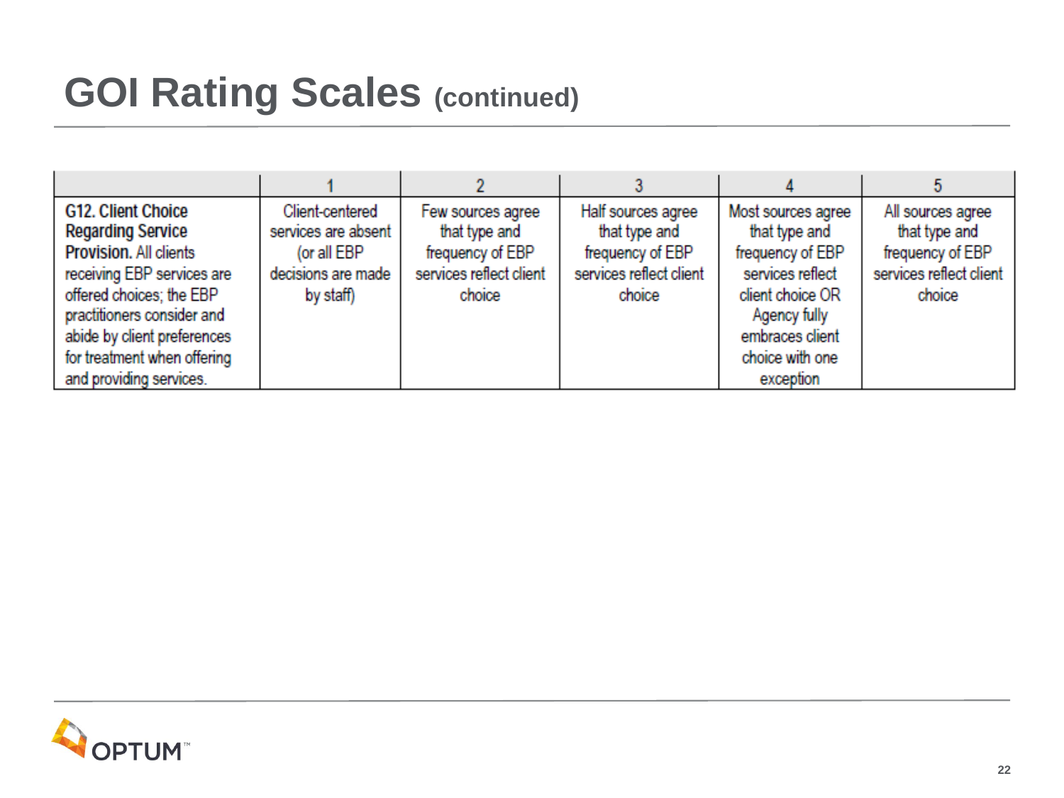# GOI Rating Scales (continued)

| | 1 | 2 | 3 | 4 | 5 |
|---|---|---|---|---|---|
| **G12. Client Choice Regarding Service Provision.** All clients receiving EBP services are offered choices; the EBP practitioners consider and abide by client preferences for treatment when offering and providing services. | Client-centered services are absent (or all EBP decisions are made by staff) | Few sources agree that type and frequency of EBP services reflect client choice | Half sources agree that type and frequency of EBP services reflect client choice | Most sources agree that type and frequency of EBP services reflect client choice OR Agency fully embraces client choice with one exception | All sources agree that type and frequency of EBP services reflect client choice |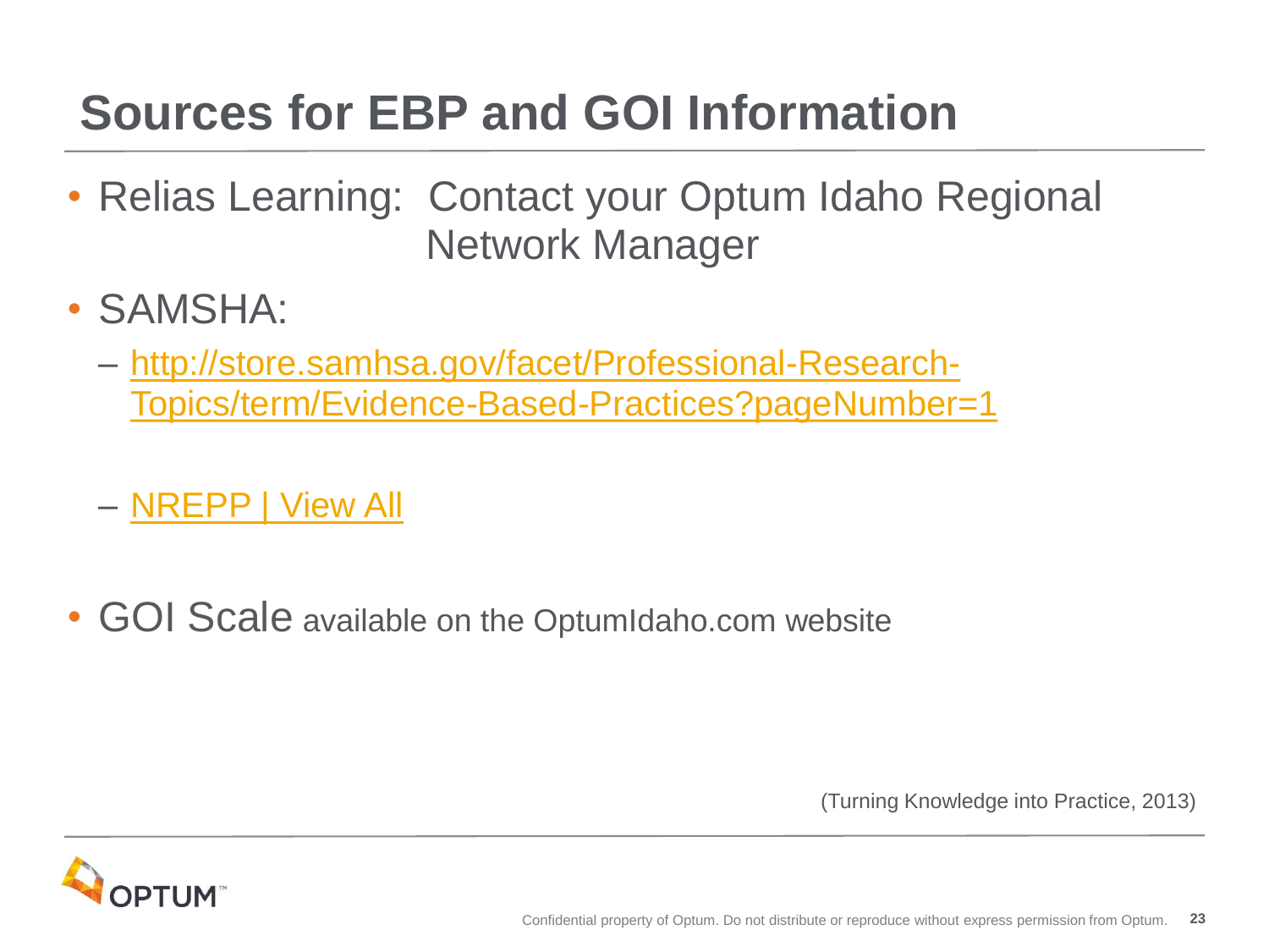# Sources for EBP and GOI Information

- Relias Learning: Contact your Optum Idaho Regional Network Manager
- SAMSHA:
  - http://store.samhsa.gov/facet/Professional-Research-Topics/term/Evidence-Based-Practices?pageNumber=1
  - NREPP | View All
- GOI Scale available on the OptumIdaho.com website

(Turning Knowledge into Practice, 2013)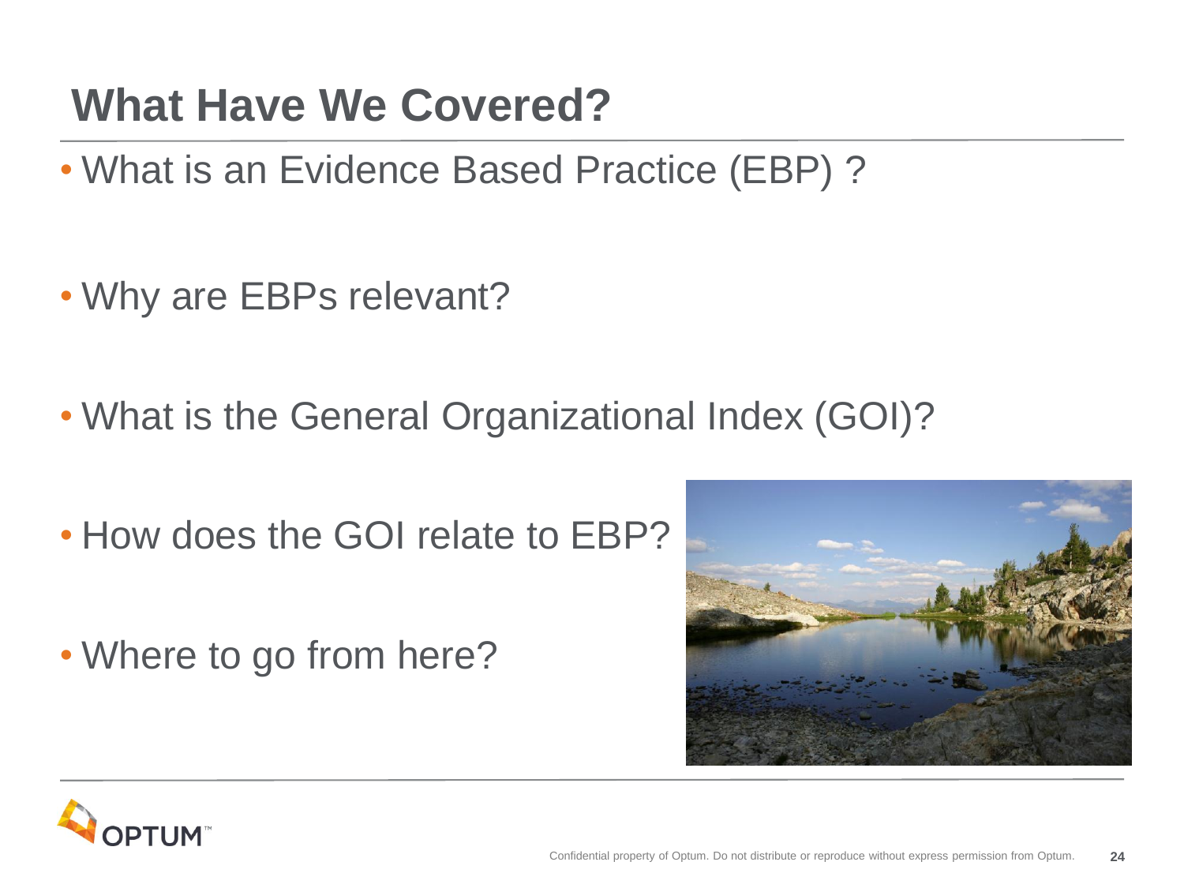# What Have We Covered?

- What is an Evidence Based Practice (EBP) ?
- Why are EBPs relevant?
- What is the General Organizational Index (GOI)?
- How does the GOI relate to EBP?
- Where to go from here?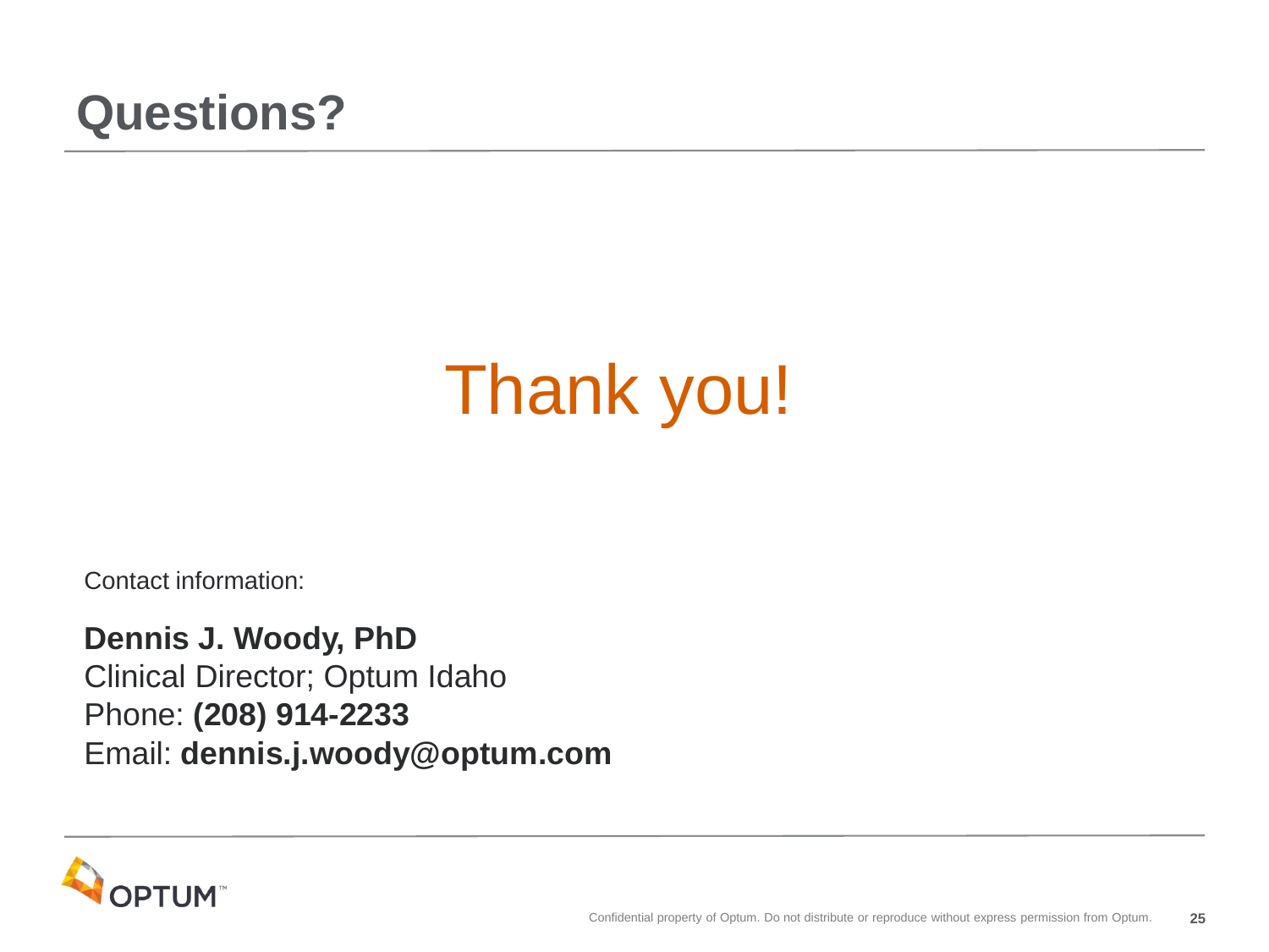# Questions?

## Thank you!

Contact information:

**Dennis J. Woody, PhD**
Clinical Director; Optum Idaho
Phone: **(208) 914-2233**
Email: **dennis.j.woody@optum.com**

Confidential property of Optum. Do not distribute or reproduce without express permission from Optum.